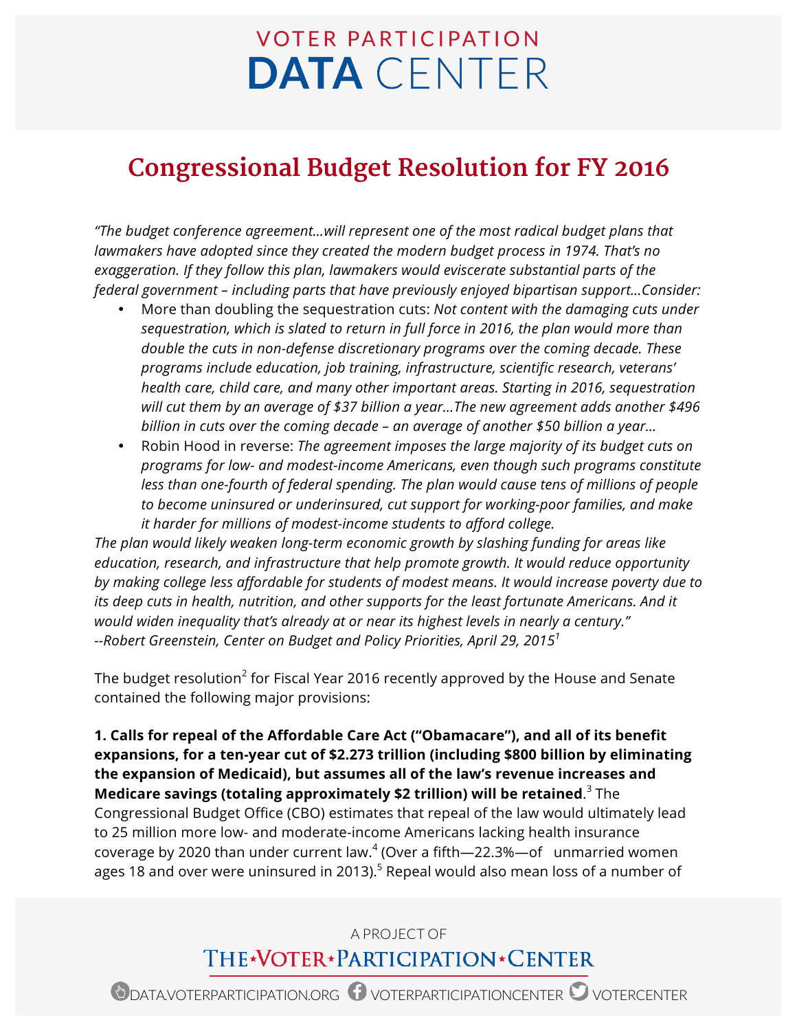# Congressional Budget Resolution for FY 2016

*"The budget conference agreement…will represent one of the most radical budget plans that lawmakers have adopted since they created the modern budget process in 1974. That's no exaggeration. If they follow this plan, lawmakers would eviscerate substantial parts of the federal government – including parts that have previously enjoyed bipartisan support…Consider:*

- More than doubling the sequestration cuts: *Not content with the damaging cuts under sequestration, which is slated to return in full force in 2016, the plan would more than double the cuts in non-defense discretionary programs over the coming decade. These programs include education, job training, infrastructure, scientific research, veterans' health care, child care, and many other important areas. Starting in 2016, sequestration will cut them by an average of $37 billion a year…The new agreement adds another $496 billion in cuts over the coming decade – an average of another $50 billion a year…*
- Robin Hood in reverse: *The agreement imposes the large majority of its budget cuts on programs for low- and modest-income Americans, even though such programs constitute less than one-fourth of federal spending. The plan would cause tens of millions of people to become uninsured or underinsured, cut support for working-poor families, and make it harder for millions of modest-income students to afford college.*

*The plan would likely weaken long-term economic growth by slashing funding for areas like education, research, and infrastructure that help promote growth. It would reduce opportunity by making college less affordable for students of modest means. It would increase poverty due to its deep cuts in health, nutrition, and other supports for the least fortunate Americans. And it would widen inequality that's already at or near its highest levels in nearly a century."*
*--Robert Greenstein, Center on Budget and Policy Priorities, April 29, 2015*[1]

The budget resolution[2] for Fiscal Year 2016 recently approved by the House and Senate contained the following major provisions:

**1. Calls for repeal of the Affordable Care Act ("Obamacare"), and all of its benefit expansions, for a ten-year cut of $2.273 trillion (including $800 billion by eliminating the expansion of Medicaid), but assumes all of the law's revenue increases and Medicare savings (totaling approximately $2 trillion) will be retained**.[3] The Congressional Budget Office (CBO) estimates that repeal of the law would ultimately lead to 25 million more low- and moderate-income Americans lacking health insurance coverage by 2020 than under current law.[4] (Over a fifth—22.3%—of unmarried women ages 18 and over were uninsured in 2013).[5] Repeal would also mean loss of a number of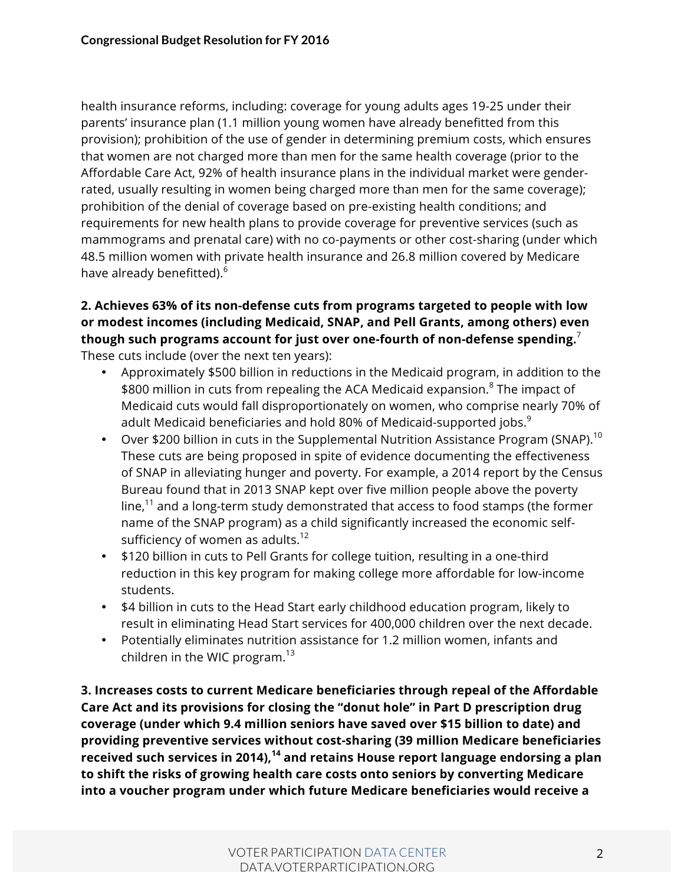health insurance reforms, including: coverage for young adults ages 19-25 under their parents' insurance plan (1.1 million young women have already benefitted from this provision); prohibition of the use of gender in determining premium costs, which ensures that women are not charged more than men for the same health coverage (prior to the Affordable Care Act, 92% of health insurance plans in the individual market were gender-rated, usually resulting in women being charged more than men for the same coverage); prohibition of the denial of coverage based on pre-existing health conditions; and requirements for new health plans to provide coverage for preventive services (such as mammograms and prenatal care) with no co-payments or other cost-sharing (under which 48.5 million women with private health insurance and 26.8 million covered by Medicare have already benefitted).[6]

**2. Achieves 63% of its non-defense cuts from programs targeted to people with low or modest incomes (including Medicaid, SNAP, and Pell Grants, among others) even though such programs account for just over one-fourth of non-defense spending.**[7] These cuts include (over the next ten years):

- Approximately $500 billion in reductions in the Medicaid program, in addition to the $800 million in cuts from repealing the ACA Medicaid expansion.[8] The impact of Medicaid cuts would fall disproportionately on women, who comprise nearly 70% of adult Medicaid beneficiaries and hold 80% of Medicaid-supported jobs.[9]
- Over $200 billion in cuts in the Supplemental Nutrition Assistance Program (SNAP).[10] These cuts are being proposed in spite of evidence documenting the effectiveness of SNAP in alleviating hunger and poverty. For example, a 2014 report by the Census Bureau found that in 2013 SNAP kept over five million people above the poverty line,[11] and a long-term study demonstrated that access to food stamps (the former name of the SNAP program) as a child significantly increased the economic self-sufficiency of women as adults.[12]
- $120 billion in cuts to Pell Grants for college tuition, resulting in a one-third reduction in this key program for making college more affordable for low-income students.
- $4 billion in cuts to the Head Start early childhood education program, likely to result in eliminating Head Start services for 400,000 children over the next decade.
- Potentially eliminates nutrition assistance for 1.2 million women, infants and children in the WIC program.[13]

**3. Increases costs to current Medicare beneficiaries through repeal of the Affordable Care Act and its provisions for closing the "donut hole" in Part D prescription drug coverage (under which 9.4 million seniors have saved over $15 billion to date) and providing preventive services without cost-sharing (39 million Medicare beneficiaries received such services in 2014),[14] and retains House report language endorsing a plan to shift the risks of growing health care costs onto seniors by converting Medicare into a voucher program under which future Medicare beneficiaries would receive a**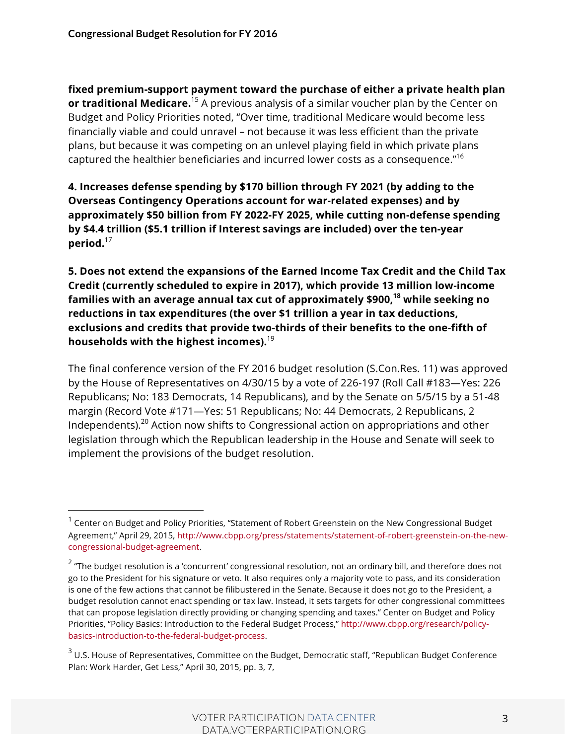**fixed premium-support payment toward the purchase of either a private health plan or traditional Medicare.**[15] A previous analysis of a similar voucher plan by the Center on Budget and Policy Priorities noted, "Over time, traditional Medicare would become less financially viable and could unravel – not because it was less efficient than the private plans, but because it was competing on an unlevel playing field in which private plans captured the healthier beneficiaries and incurred lower costs as a consequence."[16]

**4. Increases defense spending by $170 billion through FY 2021 (by adding to the Overseas Contingency Operations account for war-related expenses) and by approximately $50 billion from FY 2022-FY 2025, while cutting non-defense spending by $4.4 trillion ($5.1 trillion if Interest savings are included) over the ten-year period.**[17]

**5. Does not extend the expansions of the Earned Income Tax Credit and the Child Tax Credit (currently scheduled to expire in 2017), which provide 13 million low-income families with an average annual tax cut of approximately $900,[18] while seeking no reductions in tax expenditures (the over $1 trillion a year in tax deductions, exclusions and credits that provide two-thirds of their benefits to the one-fifth of households with the highest incomes).**[19]

The final conference version of the FY 2016 budget resolution (S.Con.Res. 11) was approved by the House of Representatives on 4/30/15 by a vote of 226-197 (Roll Call #183—Yes: 226 Republicans; No: 183 Democrats, 14 Republicans), and by the Senate on 5/5/15 by a 51-48 margin (Record Vote #171—Yes: 51 Republicans; No: 44 Democrats, 2 Republicans, 2 Independents).[20] Action now shifts to Congressional action on appropriations and other legislation through which the Republican leadership in the House and Senate will seek to implement the provisions of the budget resolution.

---

[1] Center on Budget and Policy Priorities, "Statement of Robert Greenstein on the New Congressional Budget Agreement," April 29, 2015, http://www.cbpp.org/press/statements/statement-of-robert-greenstein-on-the-new-congressional-budget-agreement.

[2] "The budget resolution is a 'concurrent' congressional resolution, not an ordinary bill, and therefore does not go to the President for his signature or veto. It also requires only a majority vote to pass, and its consideration is one of the few actions that cannot be filibustered in the Senate. Because it does not go to the President, a budget resolution cannot enact spending or tax law. Instead, it sets targets for other congressional committees that can propose legislation directly providing or changing spending and taxes." Center on Budget and Policy Priorities, "Policy Basics: Introduction to the Federal Budget Process," http://www.cbpp.org/research/policy-basics-introduction-to-the-federal-budget-process.

[3] U.S. House of Representatives, Committee on the Budget, Democratic staff, "Republican Budget Conference Plan: Work Harder, Get Less," April 30, 2015, pp. 3, 7,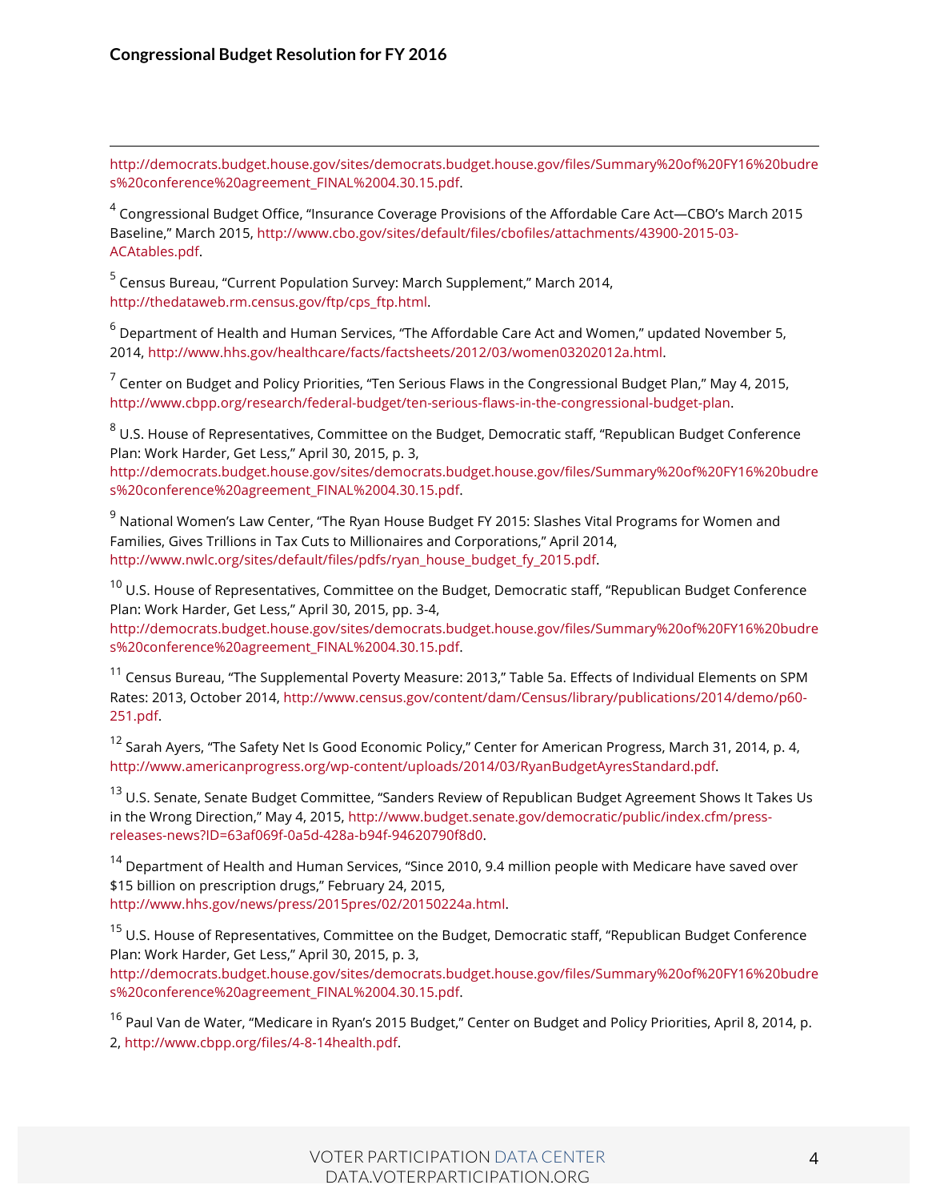http://democrats.budget.house.gov/sites/democrats.budget.house.gov/files/Summary%20of%20FY16%20budres%20conference%20agreement_FINAL%2004.30.15.pdf.

[4] Congressional Budget Office, "Insurance Coverage Provisions of the Affordable Care Act—CBO's March 2015 Baseline," March 2015, http://www.cbo.gov/sites/default/files/cbofiles/attachments/43900-2015-03-ACAtables.pdf.

[5] Census Bureau, "Current Population Survey: March Supplement," March 2014, http://thedataweb.rm.census.gov/ftp/cps_ftp.html.

[6] Department of Health and Human Services, "The Affordable Care Act and Women," updated November 5, 2014, http://www.hhs.gov/healthcare/facts/factsheets/2012/03/women03202012a.html.

[7] Center on Budget and Policy Priorities, "Ten Serious Flaws in the Congressional Budget Plan," May 4, 2015, http://www.cbpp.org/research/federal-budget/ten-serious-flaws-in-the-congressional-budget-plan.

[8] U.S. House of Representatives, Committee on the Budget, Democratic staff, "Republican Budget Conference Plan: Work Harder, Get Less," April 30, 2015, p. 3, http://democrats.budget.house.gov/sites/democrats.budget.house.gov/files/Summary%20of%20FY16%20budres%20conference%20agreement_FINAL%2004.30.15.pdf.

[9] National Women's Law Center, "The Ryan House Budget FY 2015: Slashes Vital Programs for Women and Families, Gives Trillions in Tax Cuts to Millionaires and Corporations," April 2014, http://www.nwlc.org/sites/default/files/pdfs/ryan_house_budget_fy_2015.pdf.

[10] U.S. House of Representatives, Committee on the Budget, Democratic staff, "Republican Budget Conference Plan: Work Harder, Get Less," April 30, 2015, pp. 3-4, http://democrats.budget.house.gov/sites/democrats.budget.house.gov/files/Summary%20of%20FY16%20budres%20conference%20agreement_FINAL%2004.30.15.pdf.

[11] Census Bureau, "The Supplemental Poverty Measure: 2013," Table 5a. Effects of Individual Elements on SPM Rates: 2013, October 2014, http://www.census.gov/content/dam/Census/library/publications/2014/demo/p60-251.pdf.

[12] Sarah Ayers, "The Safety Net Is Good Economic Policy," Center for American Progress, March 31, 2014, p. 4, http://www.americanprogress.org/wp-content/uploads/2014/03/RyanBudgetAyresStandard.pdf.

[13] U.S. Senate, Senate Budget Committee, "Sanders Review of Republican Budget Agreement Shows It Takes Us in the Wrong Direction," May 4, 2015, http://www.budget.senate.gov/democratic/public/index.cfm/press-releases-news?ID=63af069f-0a5d-428a-b94f-94620790f8d0.

[14] Department of Health and Human Services, "Since 2010, 9.4 million people with Medicare have saved over $15 billion on prescription drugs," February 24, 2015, http://www.hhs.gov/news/press/2015pres/02/20150224a.html.

[15] U.S. House of Representatives, Committee on the Budget, Democratic staff, "Republican Budget Conference Plan: Work Harder, Get Less," April 30, 2015, p. 3, http://democrats.budget.house.gov/sites/democrats.budget.house.gov/files/Summary%20of%20FY16%20budres%20conference%20agreement_FINAL%2004.30.15.pdf.

[16] Paul Van de Water, "Medicare in Ryan's 2015 Budget," Center on Budget and Policy Priorities, April 8, 2014, p. 2, http://www.cbpp.org/files/4-8-14health.pdf.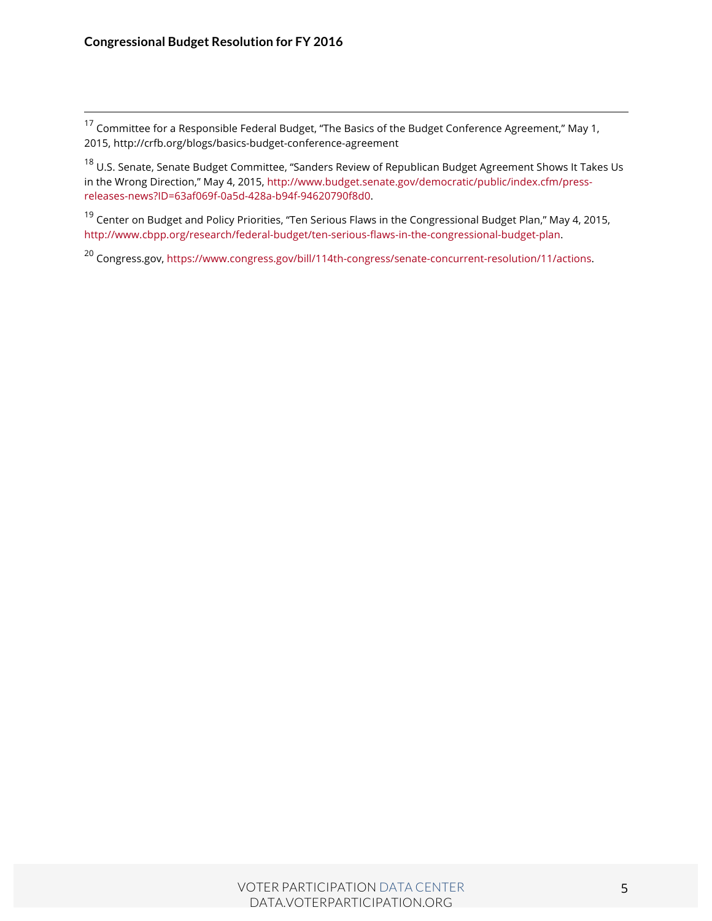[17] Committee for a Responsible Federal Budget, "The Basics of the Budget Conference Agreement," May 1, 2015, http://crfb.org/blogs/basics-budget-conference-agreement

[18] U.S. Senate, Senate Budget Committee, "Sanders Review of Republican Budget Agreement Shows It Takes Us in the Wrong Direction," May 4, 2015, http://www.budget.senate.gov/democratic/public/index.cfm/press-releases-news?ID=63af069f-0a5d-428a-b94f-94620790f8d0.

[19] Center on Budget and Policy Priorities, "Ten Serious Flaws in the Congressional Budget Plan," May 4, 2015, http://www.cbpp.org/research/federal-budget/ten-serious-flaws-in-the-congressional-budget-plan.

[20] Congress.gov, https://www.congress.gov/bill/114th-congress/senate-concurrent-resolution/11/actions.